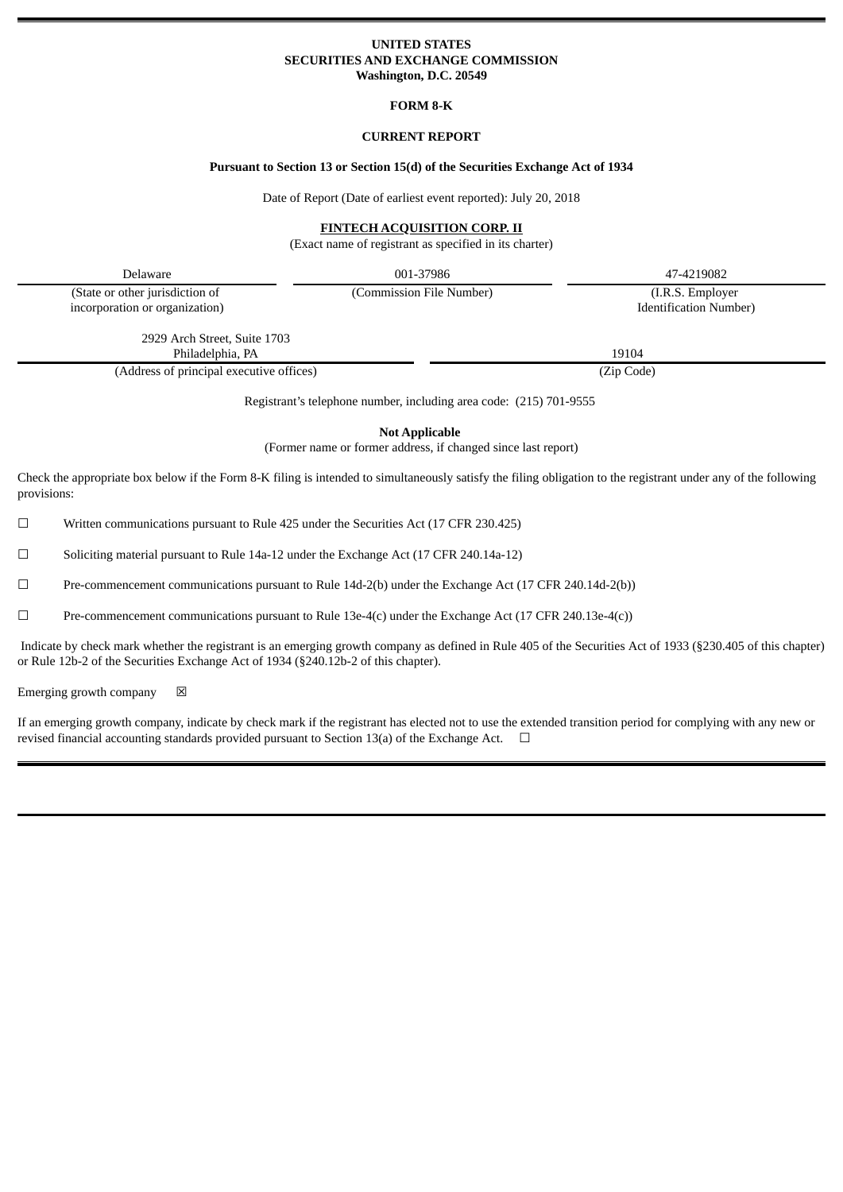**UNITED STATES**
**SECURITIES AND EXCHANGE COMMISSION**
**Washington, D.C. 20549**

**FORM 8-K**

**CURRENT REPORT**

**Pursuant to Section 13 or Section 15(d) of the Securities Exchange Act of 1934**

Date of Report (Date of earliest event reported): July 20, 2018

**FINTECH ACQUISITION CORP. II**

(Exact name of registrant as specified in its charter)

| Delaware | 001-37986 | 47-4219082 |
|---|---|---|
| (State or other jurisdiction of incorporation or organization) | (Commission File Number) | (I.R.S. Employer Identification Number) |

| 2929 Arch Street, Suite 1703<br>Philadelphia, PA | 19104 |
|---|---|
| (Address of principal executive offices) | (Zip Code) |

Registrant's telephone number, including area code: (215) 701-9555

**Not Applicable**

(Former name or former address, if changed since last report)

Check the appropriate box below if the Form 8-K filing is intended to simultaneously satisfy the filing obligation to the registrant under any of the following provisions:

☐ Written communications pursuant to Rule 425 under the Securities Act (17 CFR 230.425)

☐ Soliciting material pursuant to Rule 14a-12 under the Exchange Act (17 CFR 240.14a-12)

☐ Pre-commencement communications pursuant to Rule 14d-2(b) under the Exchange Act (17 CFR 240.14d-2(b))

☐ Pre-commencement communications pursuant to Rule 13e-4(c) under the Exchange Act (17 CFR 240.13e-4(c))

Indicate by check mark whether the registrant is an emerging growth company as defined in Rule 405 of the Securities Act of 1933 (§230.405 of this chapter) or Rule 12b-2 of the Securities Exchange Act of 1934 (§240.12b-2 of this chapter).

Emerging growth company ☒

If an emerging growth company, indicate by check mark if the registrant has elected not to use the extended transition period for complying with any new or revised financial accounting standards provided pursuant to Section 13(a) of the Exchange Act. ☐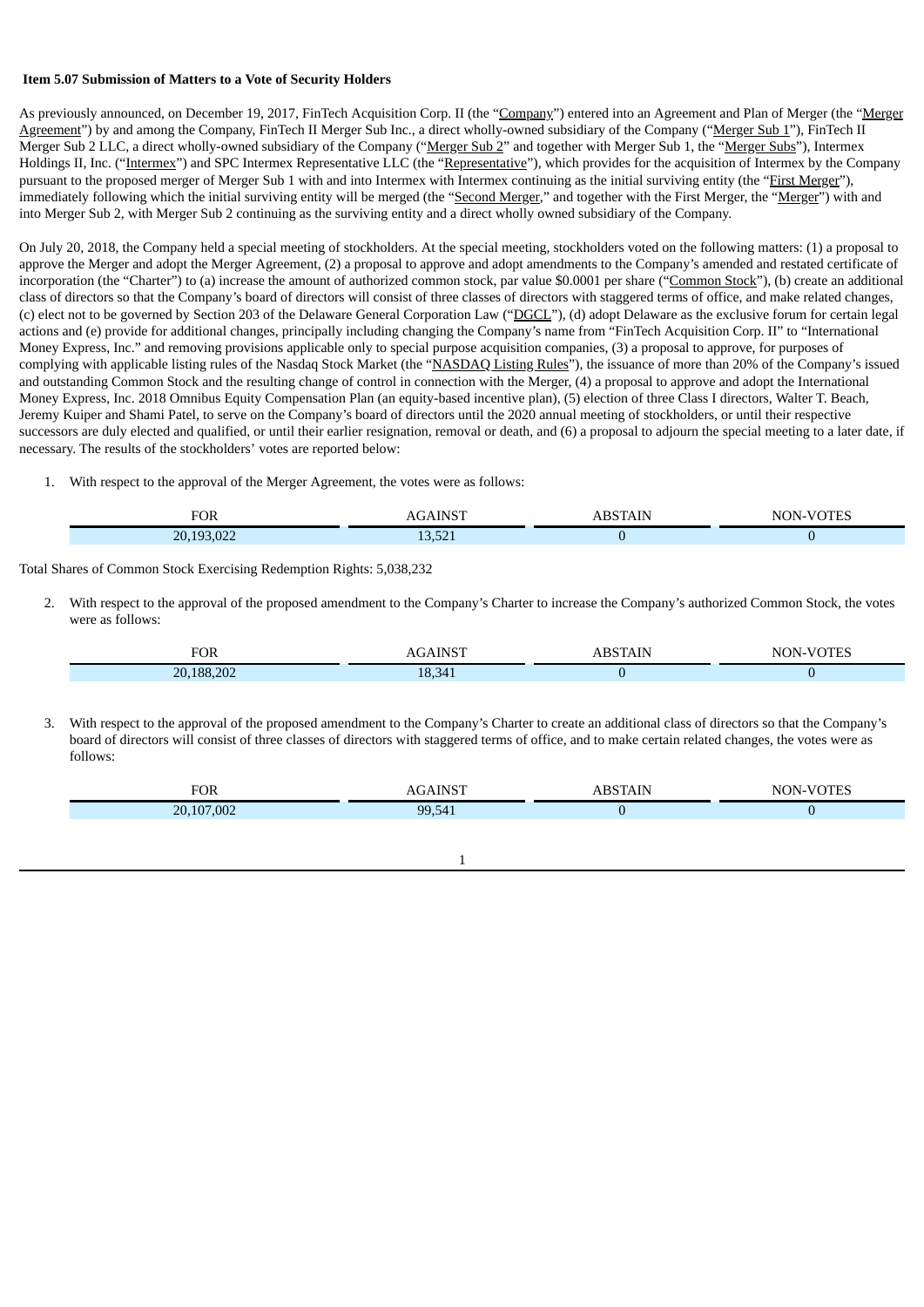**Item 5.07 Submission of Matters to a Vote of Security Holders**

As previously announced, on December 19, 2017, FinTech Acquisition Corp. II (the "Company") entered into an Agreement and Plan of Merger (the "Merger Agreement") by and among the Company, FinTech II Merger Sub Inc., a direct wholly-owned subsidiary of the Company ("Merger Sub 1"), FinTech II Merger Sub 2 LLC, a direct wholly-owned subsidiary of the Company ("Merger Sub 2" and together with Merger Sub 1, the "Merger Subs"), Intermex Holdings II, Inc. ("Intermex") and SPC Intermex Representative LLC (the "Representative"), which provides for the acquisition of Intermex by the Company pursuant to the proposed merger of Merger Sub 1 with and into Intermex with Intermex continuing as the initial surviving entity (the "First Merger"), immediately following which the initial surviving entity will be merged (the "Second Merger," and together with the First Merger, the "Merger") with and into Merger Sub 2, with Merger Sub 2 continuing as the surviving entity and a direct wholly owned subsidiary of the Company.

On July 20, 2018, the Company held a special meeting of stockholders. At the special meeting, stockholders voted on the following matters: (1) a proposal to approve the Merger and adopt the Merger Agreement, (2) a proposal to approve and adopt amendments to the Company's amended and restated certificate of incorporation (the "Charter") to (a) increase the amount of authorized common stock, par value $0.0001 per share ("Common Stock"), (b) create an additional class of directors so that the Company's board of directors will consist of three classes of directors with staggered terms of office, and make related changes, (c) elect not to be governed by Section 203 of the Delaware General Corporation Law ("DGCL"), (d) adopt Delaware as the exclusive forum for certain legal actions and (e) provide for additional changes, principally including changing the Company's name from "FinTech Acquisition Corp. II" to "International Money Express, Inc." and removing provisions applicable only to special purpose acquisition companies, (3) a proposal to approve, for purposes of complying with applicable listing rules of the Nasdaq Stock Market (the "NASDAQ Listing Rules"), the issuance of more than 20% of the Company's issued and outstanding Common Stock and the resulting change of control in connection with the Merger, (4) a proposal to approve and adopt the International Money Express, Inc. 2018 Omnibus Equity Compensation Plan (an equity-based incentive plan), (5) election of three Class I directors, Walter T. Beach, Jeremy Kuiper and Shami Patel, to serve on the Company's board of directors until the 2020 annual meeting of stockholders, or until their respective successors are duly elected and qualified, or until their earlier resignation, removal or death, and (6) a proposal to adjourn the special meeting to a later date, if necessary. The results of the stockholders' votes are reported below:

1. With respect to the approval of the Merger Agreement, the votes were as follows:

| FOR | AGAINST | ABSTAIN | NON-VOTES |
|---|---|---|---|
| 20,193,022 | 13,521 | 0 | 0 |

Total Shares of Common Stock Exercising Redemption Rights: 5,038,232

2. With respect to the approval of the proposed amendment to the Company's Charter to increase the Company's authorized Common Stock, the votes were as follows:

| FOR | AGAINST | ABSTAIN | NON-VOTES |
|---|---|---|---|
| 20,188,202 | 18,341 | 0 | 0 |

3. With respect to the approval of the proposed amendment to the Company's Charter to create an additional class of directors so that the Company's board of directors will consist of three classes of directors with staggered terms of office, and to make certain related changes, the votes were as follows:

| FOR | AGAINST | ABSTAIN | NON-VOTES |
|---|---|---|---|
| 20,107,002 | 99,541 | 0 | 0 |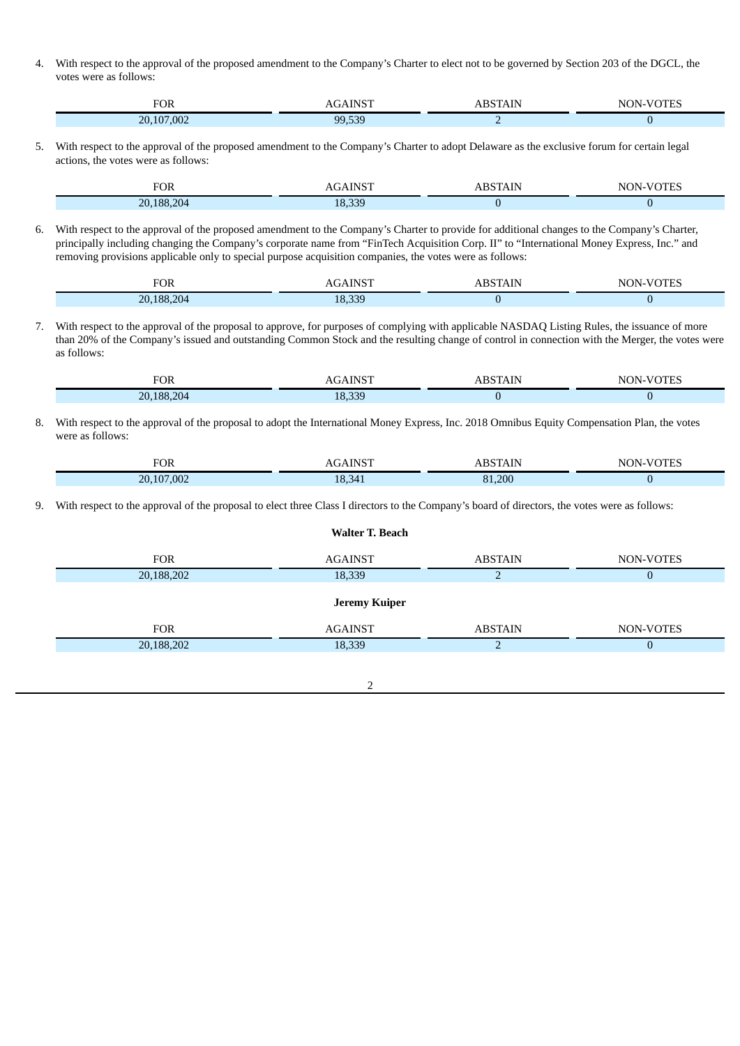4. With respect to the approval of the proposed amendment to the Company's Charter to elect not to be governed by Section 203 of the DGCL, the votes were as follows:

| FOR | AGAINST | ABSTAIN | NON-VOTES |
| --- | --- | --- | --- |
| 20,107,002 | 99,539 | 2 | 0 |

5. With respect to the approval of the proposed amendment to the Company's Charter to adopt Delaware as the exclusive forum for certain legal actions, the votes were as follows:

| FOR | AGAINST | ABSTAIN | NON-VOTES |
| --- | --- | --- | --- |
| 20,188,204 | 18,339 | 0 | 0 |

6. With respect to the approval of the proposed amendment to the Company's Charter to provide for additional changes to the Company's Charter, principally including changing the Company's corporate name from "FinTech Acquisition Corp. II" to "International Money Express, Inc." and removing provisions applicable only to special purpose acquisition companies, the votes were as follows:

| FOR | AGAINST | ABSTAIN | NON-VOTES |
| --- | --- | --- | --- |
| 20,188,204 | 18,339 | 0 | 0 |

7. With respect to the approval of the proposal to approve, for purposes of complying with applicable NASDAQ Listing Rules, the issuance of more than 20% of the Company's issued and outstanding Common Stock and the resulting change of control in connection with the Merger, the votes were as follows:

| FOR | AGAINST | ABSTAIN | NON-VOTES |
| --- | --- | --- | --- |
| 20,188,204 | 18,339 | 0 | 0 |

8. With respect to the approval of the proposal to adopt the International Money Express, Inc. 2018 Omnibus Equity Compensation Plan, the votes were as follows:

| FOR | AGAINST | ABSTAIN | NON-VOTES |
| --- | --- | --- | --- |
| 20,107,002 | 18,341 | 81,200 | 0 |

9. With respect to the approval of the proposal to elect three Class I directors to the Company's board of directors, the votes were as follows:

**Walter T. Beach**

| FOR | AGAINST | ABSTAIN | NON-VOTES |
| --- | --- | --- | --- |
| 20,188,202 | 18,339 | 2 | 0 |

**Jeremy Kuiper**

| FOR | AGAINST | ABSTAIN | NON-VOTES |
| --- | --- | --- | --- |
| 20,188,202 | 18,339 | 2 | 0 |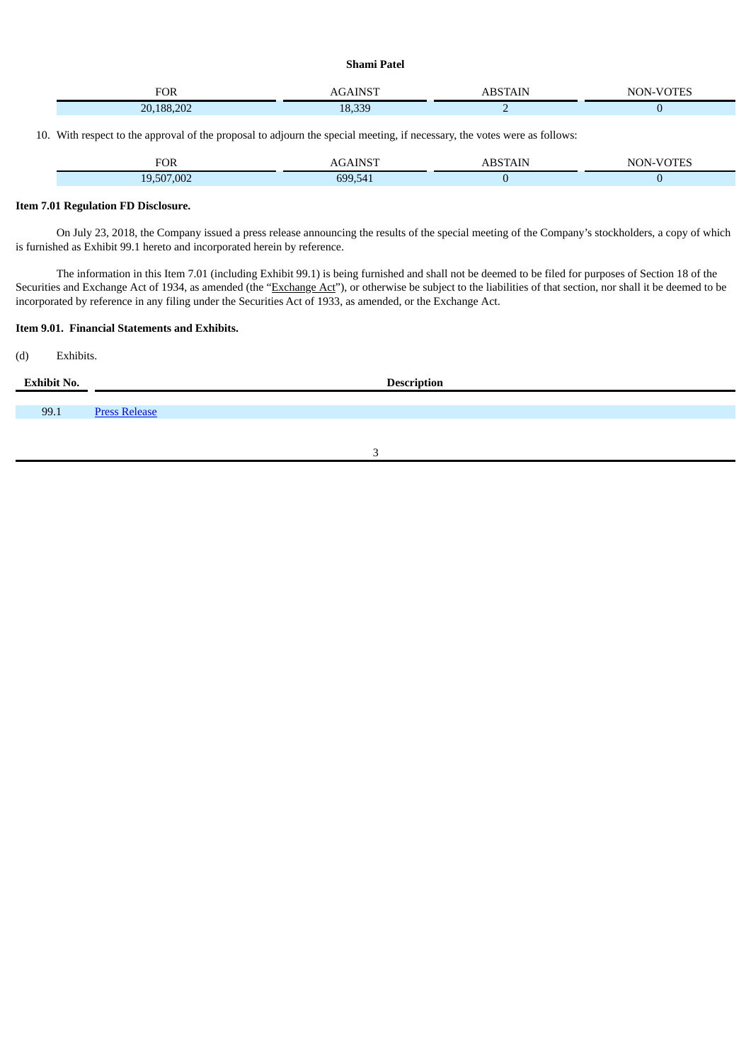**Shami Patel**

| FOR | AGAINST | ABSTAIN | NON-VOTES |
|---|---|---|---|
| 20,188,202 | 18,339 | 2 | 0 |

10. With respect to the approval of the proposal to adjourn the special meeting, if necessary, the votes were as follows:

| FOR | AGAINST | ABSTAIN | NON-VOTES |
|---|---|---|---|
| 19,507,002 | 699,541 | 0 | 0 |

**Item 7.01 Regulation FD Disclosure.**

On July 23, 2018, the Company issued a press release announcing the results of the special meeting of the Company's stockholders, a copy of which is furnished as Exhibit 99.1 hereto and incorporated herein by reference.

The information in this Item 7.01 (including Exhibit 99.1) is being furnished and shall not be deemed to be filed for purposes of Section 18 of the Securities and Exchange Act of 1934, as amended (the "Exchange Act"), or otherwise be subject to the liabilities of that section, nor shall it be deemed to be incorporated by reference in any filing under the Securities Act of 1933, as amended, or the Exchange Act.

**Item 9.01. Financial Statements and Exhibits.**

(d) Exhibits.

| Exhibit No. | Description |
|---|---|
| 99.1 | Press Release |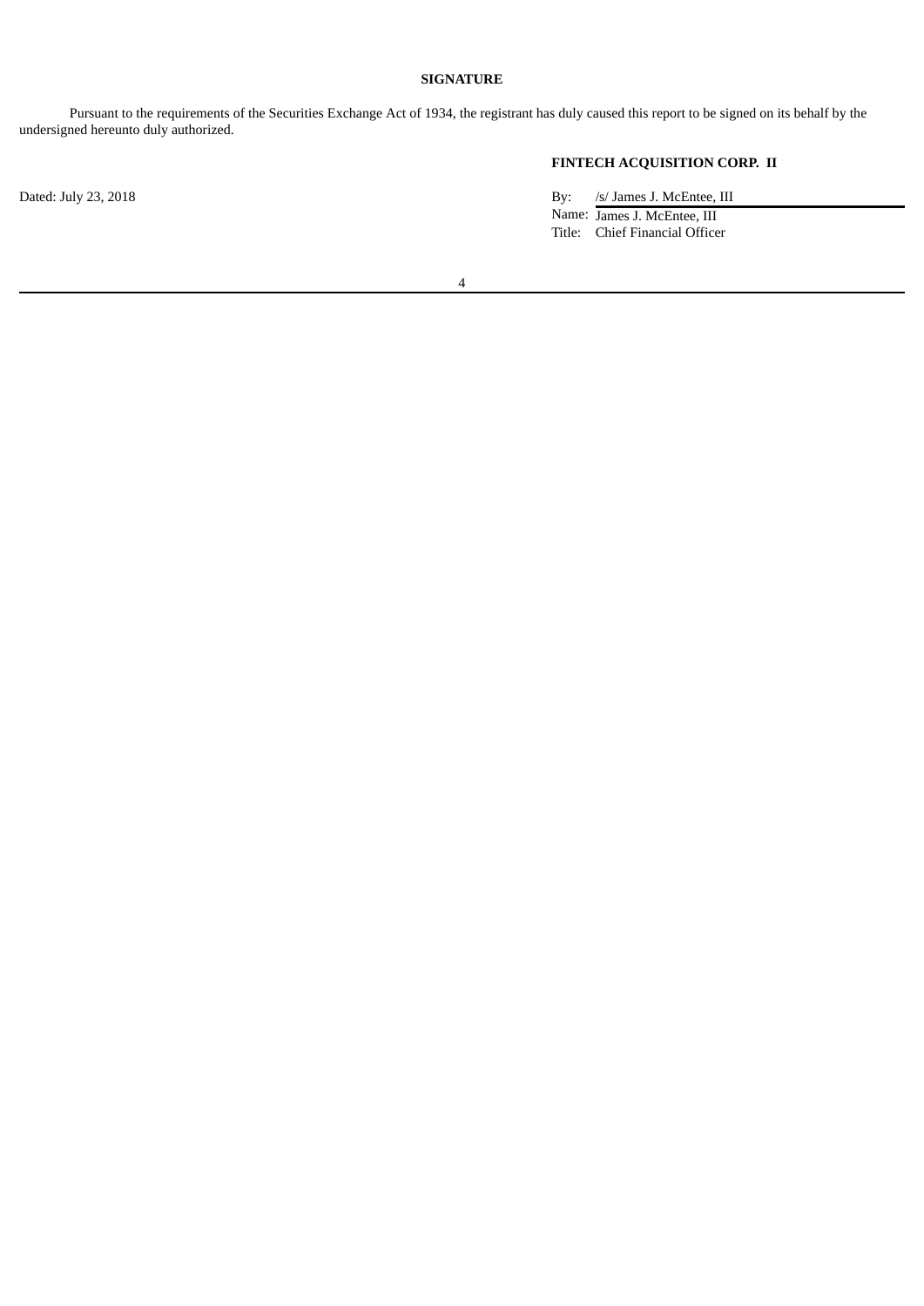# SIGNATURE

Pursuant to the requirements of the Securities Exchange Act of 1934, the registrant has duly caused this report to be signed on its behalf by the undersigned hereunto duly authorized.

**FINTECH ACQUISITION CORP. II**

Dated: July 23, 2018

By: /s/ James J. McEntee, III
Name: James J. McEntee, III
Title: Chief Financial Officer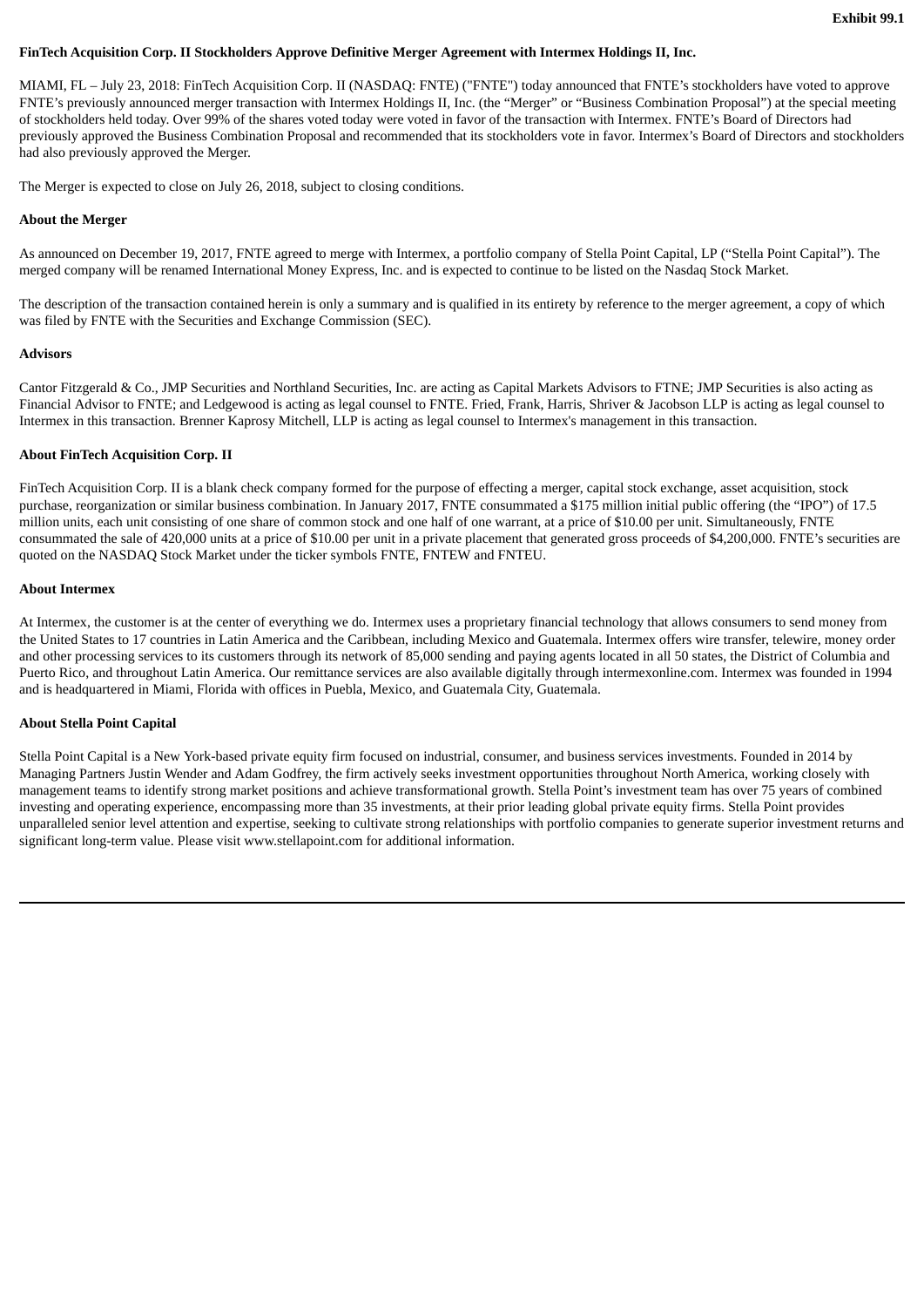**Exhibit 99.1**

**FinTech Acquisition Corp. II Stockholders Approve Definitive Merger Agreement with Intermex Holdings II, Inc.**

MIAMI, FL – July 23, 2018: FinTech Acquisition Corp. II (NASDAQ: FNTE) ("FNTE") today announced that FNTE's stockholders have voted to approve FNTE's previously announced merger transaction with Intermex Holdings II, Inc. (the "Merger" or "Business Combination Proposal") at the special meeting of stockholders held today. Over 99% of the shares voted today were voted in favor of the transaction with Intermex. FNTE's Board of Directors had previously approved the Business Combination Proposal and recommended that its stockholders vote in favor. Intermex's Board of Directors and stockholders had also previously approved the Merger.

The Merger is expected to close on July 26, 2018, subject to closing conditions.

**About the Merger**

As announced on December 19, 2017, FNTE agreed to merge with Intermex, a portfolio company of Stella Point Capital, LP ("Stella Point Capital"). The merged company will be renamed International Money Express, Inc. and is expected to continue to be listed on the Nasdaq Stock Market.

The description of the transaction contained herein is only a summary and is qualified in its entirety by reference to the merger agreement, a copy of which was filed by FNTE with the Securities and Exchange Commission (SEC).

**Advisors**

Cantor Fitzgerald & Co., JMP Securities and Northland Securities, Inc. are acting as Capital Markets Advisors to FTNE; JMP Securities is also acting as Financial Advisor to FNTE; and Ledgewood is acting as legal counsel to FNTE. Fried, Frank, Harris, Shriver & Jacobson LLP is acting as legal counsel to Intermex in this transaction. Brenner Kaprosy Mitchell, LLP is acting as legal counsel to Intermex's management in this transaction.

**About FinTech Acquisition Corp. II**

FinTech Acquisition Corp. II is a blank check company formed for the purpose of effecting a merger, capital stock exchange, asset acquisition, stock purchase, reorganization or similar business combination. In January 2017, FNTE consummated a $175 million initial public offering (the "IPO") of 17.5 million units, each unit consisting of one share of common stock and one half of one warrant, at a price of $10.00 per unit. Simultaneously, FNTE consummated the sale of 420,000 units at a price of $10.00 per unit in a private placement that generated gross proceeds of $4,200,000. FNTE's securities are quoted on the NASDAQ Stock Market under the ticker symbols FNTE, FNTEW and FNTEU.

**About Intermex**

At Intermex, the customer is at the center of everything we do. Intermex uses a proprietary financial technology that allows consumers to send money from the United States to 17 countries in Latin America and the Caribbean, including Mexico and Guatemala. Intermex offers wire transfer, telewire, money order and other processing services to its customers through its network of 85,000 sending and paying agents located in all 50 states, the District of Columbia and Puerto Rico, and throughout Latin America. Our remittance services are also available digitally through intermexonline.com. Intermex was founded in 1994 and is headquartered in Miami, Florida with offices in Puebla, Mexico, and Guatemala City, Guatemala.

**About Stella Point Capital**

Stella Point Capital is a New York-based private equity firm focused on industrial, consumer, and business services investments. Founded in 2014 by Managing Partners Justin Wender and Adam Godfrey, the firm actively seeks investment opportunities throughout North America, working closely with management teams to identify strong market positions and achieve transformational growth. Stella Point's investment team has over 75 years of combined investing and operating experience, encompassing more than 35 investments, at their prior leading global private equity firms. Stella Point provides unparalleled senior level attention and expertise, seeking to cultivate strong relationships with portfolio companies to generate superior investment returns and significant long-term value. Please visit www.stellapoint.com for additional information.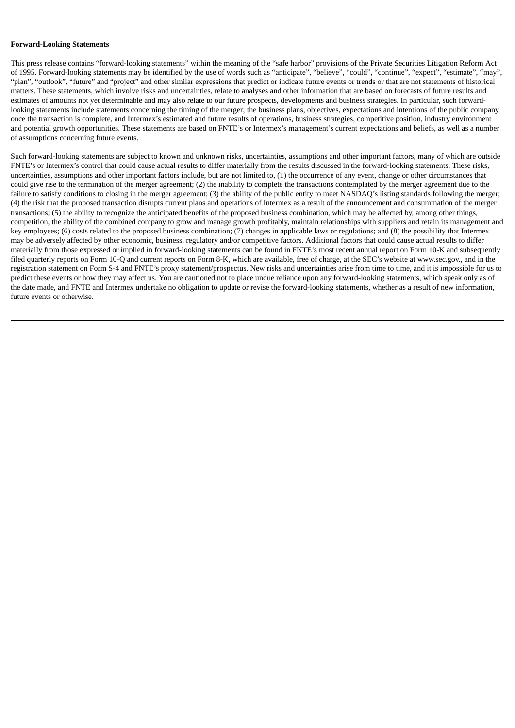**Forward-Looking Statements**

This press release contains "forward-looking statements" within the meaning of the "safe harbor" provisions of the Private Securities Litigation Reform Act of 1995. Forward-looking statements may be identified by the use of words such as "anticipate", "believe", "could", "continue", "expect", "estimate", "may", "plan", "outlook", "future" and "project" and other similar expressions that predict or indicate future events or trends or that are not statements of historical matters. These statements, which involve risks and uncertainties, relate to analyses and other information that are based on forecasts of future results and estimates of amounts not yet determinable and may also relate to our future prospects, developments and business strategies. In particular, such forward-looking statements include statements concerning the timing of the merger; the business plans, objectives, expectations and intentions of the public company once the transaction is complete, and Intermex's estimated and future results of operations, business strategies, competitive position, industry environment and potential growth opportunities. These statements are based on FNTE's or Intermex's management's current expectations and beliefs, as well as a number of assumptions concerning future events.

Such forward-looking statements are subject to known and unknown risks, uncertainties, assumptions and other important factors, many of which are outside FNTE's or Intermex's control that could cause actual results to differ materially from the results discussed in the forward-looking statements. These risks, uncertainties, assumptions and other important factors include, but are not limited to, (1) the occurrence of any event, change or other circumstances that could give rise to the termination of the merger agreement; (2) the inability to complete the transactions contemplated by the merger agreement due to the failure to satisfy conditions to closing in the merger agreement; (3) the ability of the public entity to meet NASDAQ's listing standards following the merger; (4) the risk that the proposed transaction disrupts current plans and operations of Intermex as a result of the announcement and consummation of the merger transactions; (5) the ability to recognize the anticipated benefits of the proposed business combination, which may be affected by, among other things, competition, the ability of the combined company to grow and manage growth profitably, maintain relationships with suppliers and retain its management and key employees; (6) costs related to the proposed business combination; (7) changes in applicable laws or regulations; and (8) the possibility that Intermex may be adversely affected by other economic, business, regulatory and/or competitive factors. Additional factors that could cause actual results to differ materially from those expressed or implied in forward-looking statements can be found in FNTE's most recent annual report on Form 10-K and subsequently filed quarterly reports on Form 10-Q and current reports on Form 8-K, which are available, free of charge, at the SEC's website at www.sec.gov., and in the registration statement on Form S-4 and FNTE's proxy statement/prospectus. New risks and uncertainties arise from time to time, and it is impossible for us to predict these events or how they may affect us. You are cautioned not to place undue reliance upon any forward-looking statements, which speak only as of the date made, and FNTE and Intermex undertake no obligation to update or revise the forward-looking statements, whether as a result of new information, future events or otherwise.